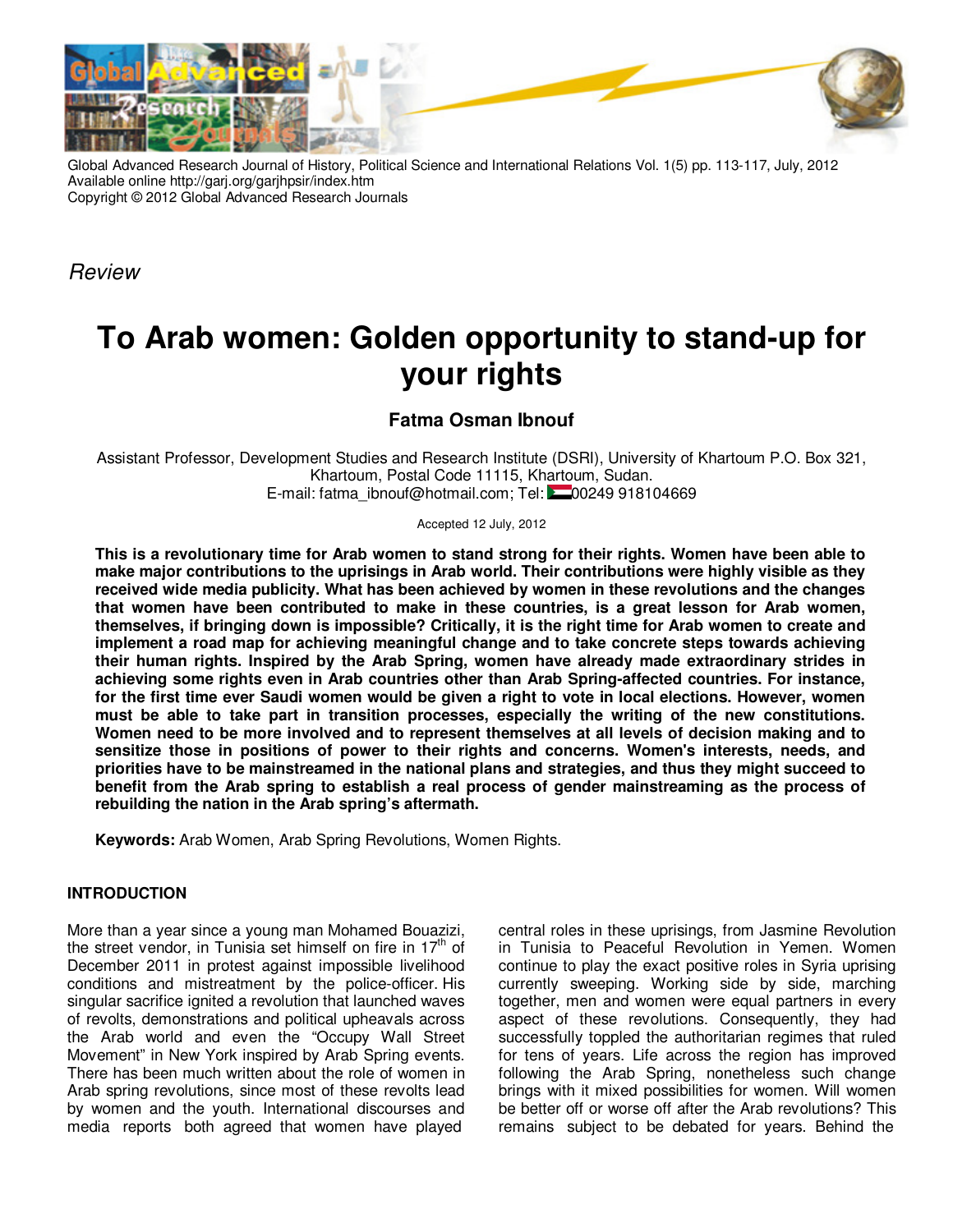Global Advanced Research Journal of History, Political Science and International Relations Vol. 1(5) pp. 113-117, July, 2012
Available online http://garj.org/garjhpsir/index.htm
Copyright © 2012 Global Advanced Research Journals

*Review*

# To Arab women: Golden opportunity to stand-up for your rights

**Fatma Osman Ibnouf**

Assistant Professor, Development Studies and Research Institute (DSRI), University of Khartoum P.O. Box 321, Khartoum, Postal Code 11115, Khartoum, Sudan.
E-mail: fatma_ibnouf@hotmail.com; Tel: 00249 918104669

Accepted 12 July, 2012

**This is a revolutionary time for Arab women to stand strong for their rights. Women have been able to make major contributions to the uprisings in Arab world. Their contributions were highly visible as they received wide media publicity. What has been achieved by women in these revolutions and the changes that women have been contributed to make in these countries, is a great lesson for Arab women, themselves, if bringing down is impossible? Critically, it is the right time for Arab women to create and implement a road map for achieving meaningful change and to take concrete steps towards achieving their human rights. Inspired by the Arab Spring, women have already made extraordinary strides in achieving some rights even in Arab countries other than Arab Spring-affected countries. For instance, for the first time ever Saudi women would be given a right to vote in local elections. However, women must be able to take part in transition processes, especially the writing of the new constitutions. Women need to be more involved and to represent themselves at all levels of decision making and to sensitize those in positions of power to their rights and concerns. Women's interests, needs, and priorities have to be mainstreamed in the national plans and strategies, and thus they might succeed to benefit from the Arab spring to establish a real process of gender mainstreaming as the process of rebuilding the nation in the Arab spring's aftermath.**

**Keywords:** Arab Women, Arab Spring Revolutions, Women Rights.

## INTRODUCTION

More than a year since a young man Mohamed Bouazizi, the street vendor, in Tunisia set himself on fire in 17th of December 2011 in protest against impossible livelihood conditions and mistreatment by the police-officer. His singular sacrifice ignited a revolution that launched waves of revolts, demonstrations and political upheavals across the Arab world and even the "Occupy Wall Street Movement" in New York inspired by Arab Spring events. There has been much written about the role of women in Arab spring revolutions, since most of these revolts lead by women and the youth. International discourses and media reports both agreed that women have played central roles in these uprisings, from Jasmine Revolution in Tunisia to Peaceful Revolution in Yemen. Women continue to play the exact positive roles in Syria uprising currently sweeping. Working side by side, marching together, men and women were equal partners in every aspect of these revolutions. Consequently, they had successfully toppled the authoritarian regimes that ruled for tens of years. Life across the region has improved following the Arab Spring, nonetheless such change brings with it mixed possibilities for women. Will women be better off or worse off after the Arab revolutions? This remains subject to be debated for years. Behind the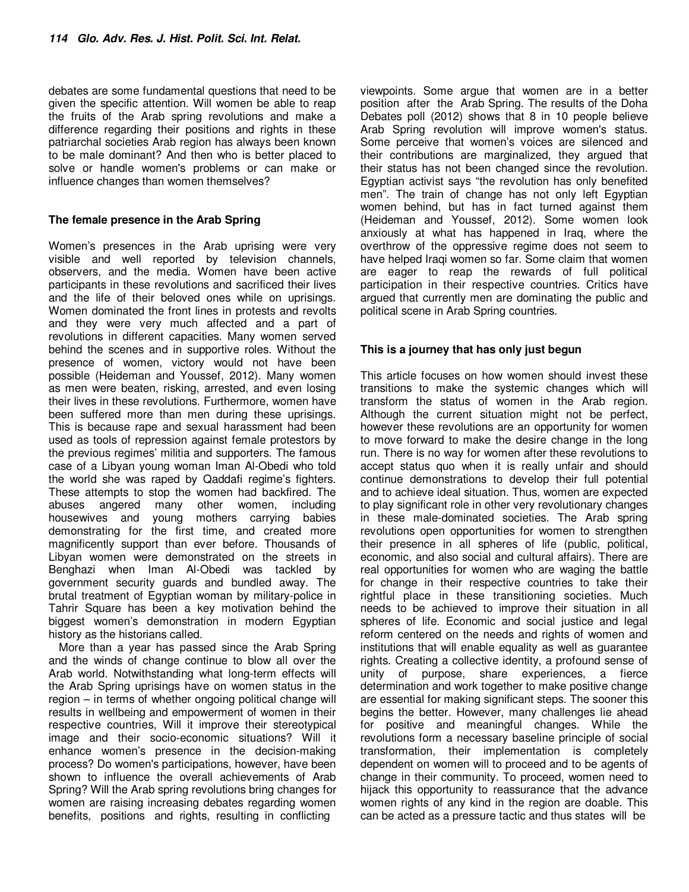debates are some fundamental questions that need to be given the specific attention. Will women be able to reap the fruits of the Arab spring revolutions and make a difference regarding their positions and rights in these patriarchal societies Arab region has always been known to be male dominant? And then who is better placed to solve or handle women's problems or can make or influence changes than women themselves?

## The female presence in the Arab Spring

Women's presences in the Arab uprising were very visible and well reported by television channels, observers, and the media. Women have been active participants in these revolutions and sacrificed their lives and the life of their beloved ones while on uprisings. Women dominated the front lines in protests and revolts and they were very much affected and a part of revolutions in different capacities. Many women served behind the scenes and in supportive roles. Without the presence of women, victory would not have been possible (Heideman and Youssef, 2012). Many women as men were beaten, risking, arrested, and even losing their lives in these revolutions. Furthermore, women have been suffered more than men during these uprisings. This is because rape and sexual harassment had been used as tools of repression against female protestors by the previous regimes' militia and supporters. The famous case of a Libyan young woman Iman Al-Obedi who told the world she was raped by Qaddafi regime's fighters. These attempts to stop the women had backfired. The abuses angered many other women, including housewives and young mothers carrying babies demonstrating for the first time, and created more magnificently support than ever before. Thousands of Libyan women were demonstrated on the streets in Benghazi when Iman Al-Obedi was tackled by government security guards and bundled away. The brutal treatment of Egyptian woman by military-police in Tahrir Square has been a key motivation behind the biggest women's demonstration in modern Egyptian history as the historians called.

More than a year has passed since the Arab Spring and the winds of change continue to blow all over the Arab world. Notwithstanding what long-term effects will the Arab Spring uprisings have on women status in the region – in terms of whether ongoing political change will results in wellbeing and empowerment of women in their respective countries, Will it improve their stereotypical image and their socio-economic situations? Will it enhance women's presence in the decision-making process? Do women's participations, however, have been shown to influence the overall achievements of Arab Spring? Will the Arab spring revolutions bring changes for women are raising increasing debates regarding women benefits, positions and rights, resulting in conflicting viewpoints. Some argue that women are in a better position after the Arab Spring. The results of the Doha Debates poll (2012) shows that 8 in 10 people believe Arab Spring revolution will improve women's status. Some perceive that women's voices are silenced and their contributions are marginalized, they argued that their status has not been changed since the revolution. Egyptian activist says "the revolution has only benefited men". The train of change has not only left Egyptian women behind, but has in fact turned against them (Heideman and Youssef, 2012). Some women look anxiously at what has happened in Iraq, where the overthrow of the oppressive regime does not seem to have helped Iraqi women so far. Some claim that women are eager to reap the rewards of full political participation in their respective countries. Critics have argued that currently men are dominating the public and political scene in Arab Spring countries.

## This is a journey that has only just begun

This article focuses on how women should invest these transitions to make the systemic changes which will transform the status of women in the Arab region. Although the current situation might not be perfect, however these revolutions are an opportunity for women to move forward to make the desire change in the long run. There is no way for women after these revolutions to accept status quo when it is really unfair and should continue demonstrations to develop their full potential and to achieve ideal situation. Thus, women are expected to play significant role in other very revolutionary changes in these male-dominated societies. The Arab spring revolutions open opportunities for women to strengthen their presence in all spheres of life (public, political, economic, and also social and cultural affairs). There are real opportunities for women who are waging the battle for change in their respective countries to take their rightful place in these transitioning societies. Much needs to be achieved to improve their situation in all spheres of life. Economic and social justice and legal reform centered on the needs and rights of women and institutions that will enable equality as well as guarantee rights. Creating a collective identity, a profound sense of unity of purpose, share experiences, a fierce determination and work together to make positive change are essential for making significant steps. The sooner this begins the better. However, many challenges lie ahead for positive and meaningful changes. While the revolutions form a necessary baseline principle of social transformation, their implementation is completely dependent on women will to proceed and to be agents of change in their community. To proceed, women need to hijack this opportunity to reassurance that the advance women rights of any kind in the region are doable. This can be acted as a pressure tactic and thus states will be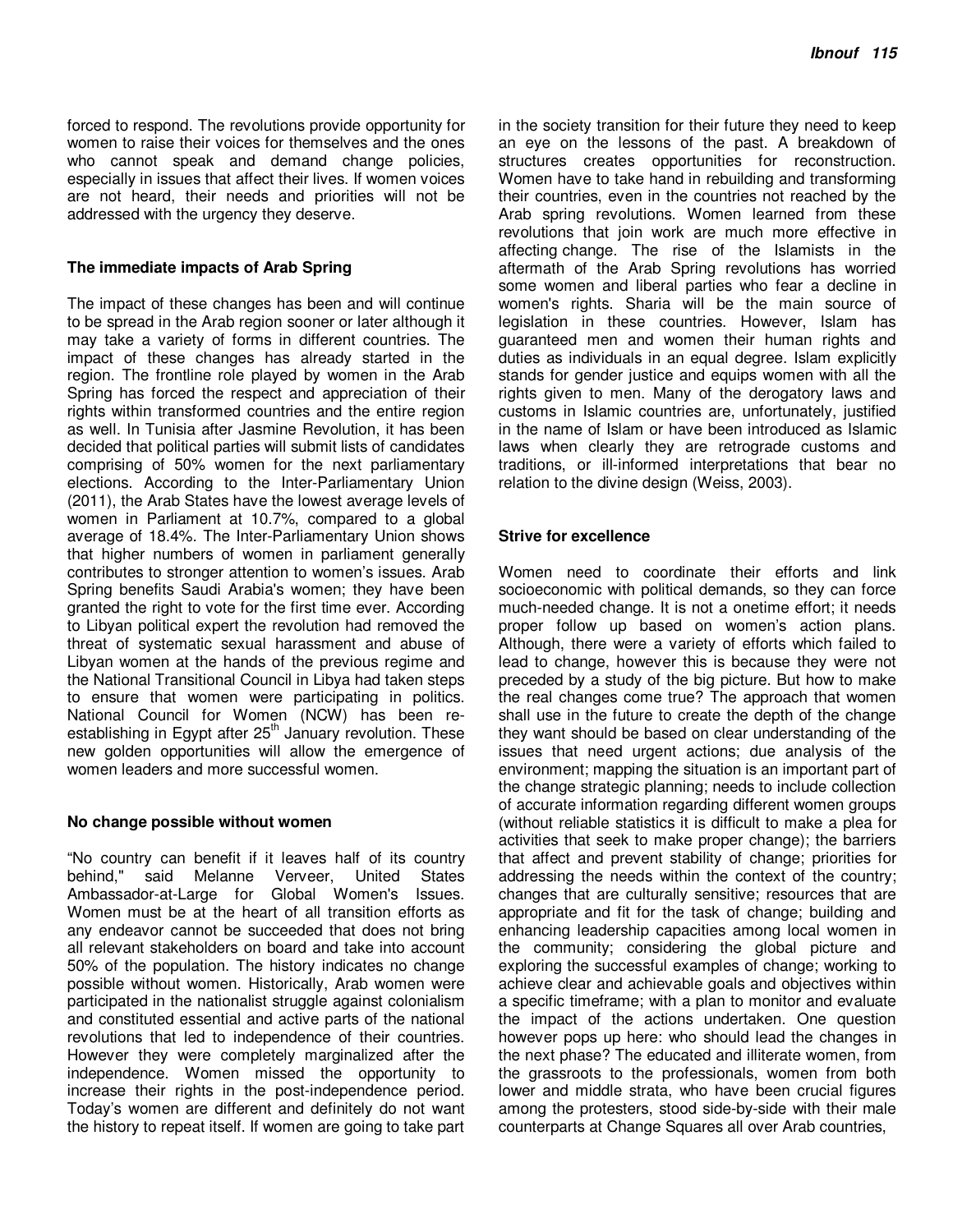forced to respond. The revolutions provide opportunity for women to raise their voices for themselves and the ones who cannot speak and demand change policies, especially in issues that affect their lives. If women voices are not heard, their needs and priorities will not be addressed with the urgency they deserve.

### The immediate impacts of Arab Spring

The impact of these changes has been and will continue to be spread in the Arab region sooner or later although it may take a variety of forms in different countries. The impact of these changes has already started in the region. The frontline role played by women in the Arab Spring has forced the respect and appreciation of their rights within transformed countries and the entire region as well. In Tunisia after Jasmine Revolution, it has been decided that political parties will submit lists of candidates comprising of 50% women for the next parliamentary elections. According to the Inter-Parliamentary Union (2011), the Arab States have the lowest average levels of women in Parliament at 10.7%, compared to a global average of 18.4%. The Inter-Parliamentary Union shows that higher numbers of women in parliament generally contributes to stronger attention to women's issues. Arab Spring benefits Saudi Arabia's women; they have been granted the right to vote for the first time ever. According to Libyan political expert the revolution had removed the threat of systematic sexual harassment and abuse of Libyan women at the hands of the previous regime and the National Transitional Council in Libya had taken steps to ensure that women were participating in politics. National Council for Women (NCW) has been re-establishing in Egypt after 25th January revolution. These new golden opportunities will allow the emergence of women leaders and more successful women.

### No change possible without women

"No country can benefit if it leaves half of its country behind," said Melanne Verveer, United States Ambassador-at-Large for Global Women's Issues. Women must be at the heart of all transition efforts as any endeavor cannot be succeeded that does not bring all relevant stakeholders on board and take into account 50% of the population. The history indicates no change possible without women. Historically, Arab women were participated in the nationalist struggle against colonialism and constituted essential and active parts of the national revolutions that led to independence of their countries. However they were completely marginalized after the independence. Women missed the opportunity to increase their rights in the post-independence period. Today's women are different and definitely do not want the history to repeat itself. If women are going to take part in the society transition for their future they need to keep an eye on the lessons of the past. A breakdown of structures creates opportunities for reconstruction. Women have to take hand in rebuilding and transforming their countries, even in the countries not reached by the Arab spring revolutions. Women learned from these revolutions that join work are much more effective in affecting change. The rise of the Islamists in the aftermath of the Arab Spring revolutions has worried some women and liberal parties who fear a decline in women's rights. Sharia will be the main source of legislation in these countries. However, Islam has guaranteed men and women their human rights and duties as individuals in an equal degree. Islam explicitly stands for gender justice and equips women with all the rights given to men. Many of the derogatory laws and customs in Islamic countries are, unfortunately, justified in the name of Islam or have been introduced as Islamic laws when clearly they are retrograde customs and traditions, or ill-informed interpretations that bear no relation to the divine design (Weiss, 2003).

### Strive for excellence

Women need to coordinate their efforts and link socioeconomic with political demands, so they can force much-needed change. It is not a onetime effort; it needs proper follow up based on women's action plans. Although, there were a variety of efforts which failed to lead to change, however this is because they were not preceded by a study of the big picture. But how to make the real changes come true? The approach that women shall use in the future to create the depth of the change they want should be based on clear understanding of the issues that need urgent actions; due analysis of the environment; mapping the situation is an important part of the change strategic planning; needs to include collection of accurate information regarding different women groups (without reliable statistics it is difficult to make a plea for activities that seek to make proper change); the barriers that affect and prevent stability of change; priorities for addressing the needs within the context of the country; changes that are culturally sensitive; resources that are appropriate and fit for the task of change; building and enhancing leadership capacities among local women in the community; considering the global picture and exploring the successful examples of change; working to achieve clear and achievable goals and objectives within a specific timeframe; with a plan to monitor and evaluate the impact of the actions undertaken. One question however pops up here: who should lead the changes in the next phase? The educated and illiterate women, from the grassroots to the professionals, women from both lower and middle strata, who have been crucial figures among the protesters, stood side-by-side with their male counterparts at Change Squares all over Arab countries,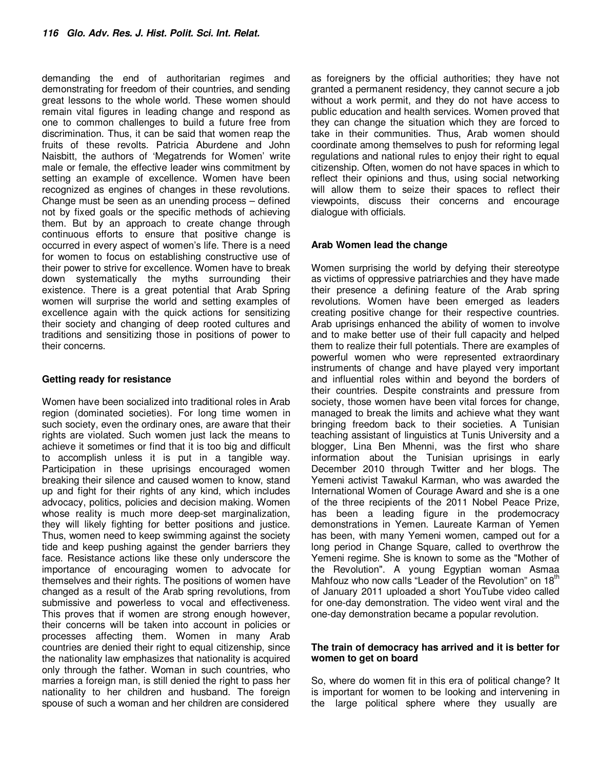demanding the end of authoritarian regimes and demonstrating for freedom of their countries, and sending great lessons to the whole world. These women should remain vital figures in leading change and respond as one to common challenges to build a future free from discrimination. Thus, it can be said that women reap the fruits of these revolts. Patricia Aburdene and John Naisbitt, the authors of 'Megatrends for Women' write male or female, the effective leader wins commitment by setting an example of excellence. Women have been recognized as engines of changes in these revolutions. Change must be seen as an unending process – defined not by fixed goals or the specific methods of achieving them. But by an approach to create change through continuous efforts to ensure that positive change is occurred in every aspect of women's life. There is a need for women to focus on establishing constructive use of their power to strive for excellence. Women have to break down systematically the myths surrounding their existence. There is a great potential that Arab Spring women will surprise the world and setting examples of excellence again with the quick actions for sensitizing their society and changing of deep rooted cultures and traditions and sensitizing those in positions of power to their concerns.

## Getting ready for resistance

Women have been socialized into traditional roles in Arab region (dominated societies). For long time women in such society, even the ordinary ones, are aware that their rights are violated. Such women just lack the means to achieve it sometimes or find that it is too big and difficult to accomplish unless it is put in a tangible way. Participation in these uprisings encouraged women breaking their silence and caused women to know, stand up and fight for their rights of any kind, which includes advocacy, politics, policies and decision making. Women whose reality is much more deep-set marginalization, they will likely fighting for better positions and justice. Thus, women need to keep swimming against the society tide and keep pushing against the gender barriers they face. Resistance actions like these only underscore the importance of encouraging women to advocate for themselves and their rights. The positions of women have changed as a result of the Arab spring revolutions, from submissive and powerless to vocal and effectiveness. This proves that if women are strong enough however, their concerns will be taken into account in policies or processes affecting them. Women in many Arab countries are denied their right to equal citizenship, since the nationality law emphasizes that nationality is acquired only through the father. Woman in such countries, who marries a foreign man, is still denied the right to pass her nationality to her children and husband. The foreign spouse of such a woman and her children are considered as foreigners by the official authorities; they have not granted a permanent residency, they cannot secure a job without a work permit, and they do not have access to public education and health services. Women proved that they can change the situation which they are forced to take in their communities. Thus, Arab women should coordinate among themselves to push for reforming legal regulations and national rules to enjoy their right to equal citizenship. Often, women do not have spaces in which to reflect their opinions and thus, using social networking will allow them to seize their spaces to reflect their viewpoints, discuss their concerns and encourage dialogue with officials.

## Arab Women lead the change

Women surprising the world by defying their stereotype as victims of oppressive patriarchies and they have made their presence a defining feature of the Arab spring revolutions. Women have been emerged as leaders creating positive change for their respective countries. Arab uprisings enhanced the ability of women to involve and to make better use of their full capacity and helped them to realize their full potentials. There are examples of powerful women who were represented extraordinary instruments of change and have played very important and influential roles within and beyond the borders of their countries. Despite constraints and pressure from society, those women have been vital forces for change, managed to break the limits and achieve what they want bringing freedom back to their societies. A Tunisian teaching assistant of linguistics at Tunis University and a blogger, Lina Ben Mhenni, was the first who share information about the Tunisian uprisings in early December 2010 through Twitter and her blogs. The Yemeni activist Tawakul Karman, who was awarded the International Women of Courage Award and she is a one of the three recipients of the 2011 Nobel Peace Prize, has been a leading figure in the prodemocracy demonstrations in Yemen. Laureate Karman of Yemen has been, with many Yemeni women, camped out for a long period in Change Square, called to overthrow the Yemeni regime. She is known to some as the "Mother of the Revolution". A young Egyptian woman Asmaa Mahfouz who now calls "Leader of the Revolution" on 18th of January 2011 uploaded a short YouTube video called for one-day demonstration. The video went viral and the one-day demonstration became a popular revolution.

## The train of democracy has arrived and it is better for women to get on board

So, where do women fit in this era of political change? It is important for women to be looking and intervening in the large political sphere where they usually are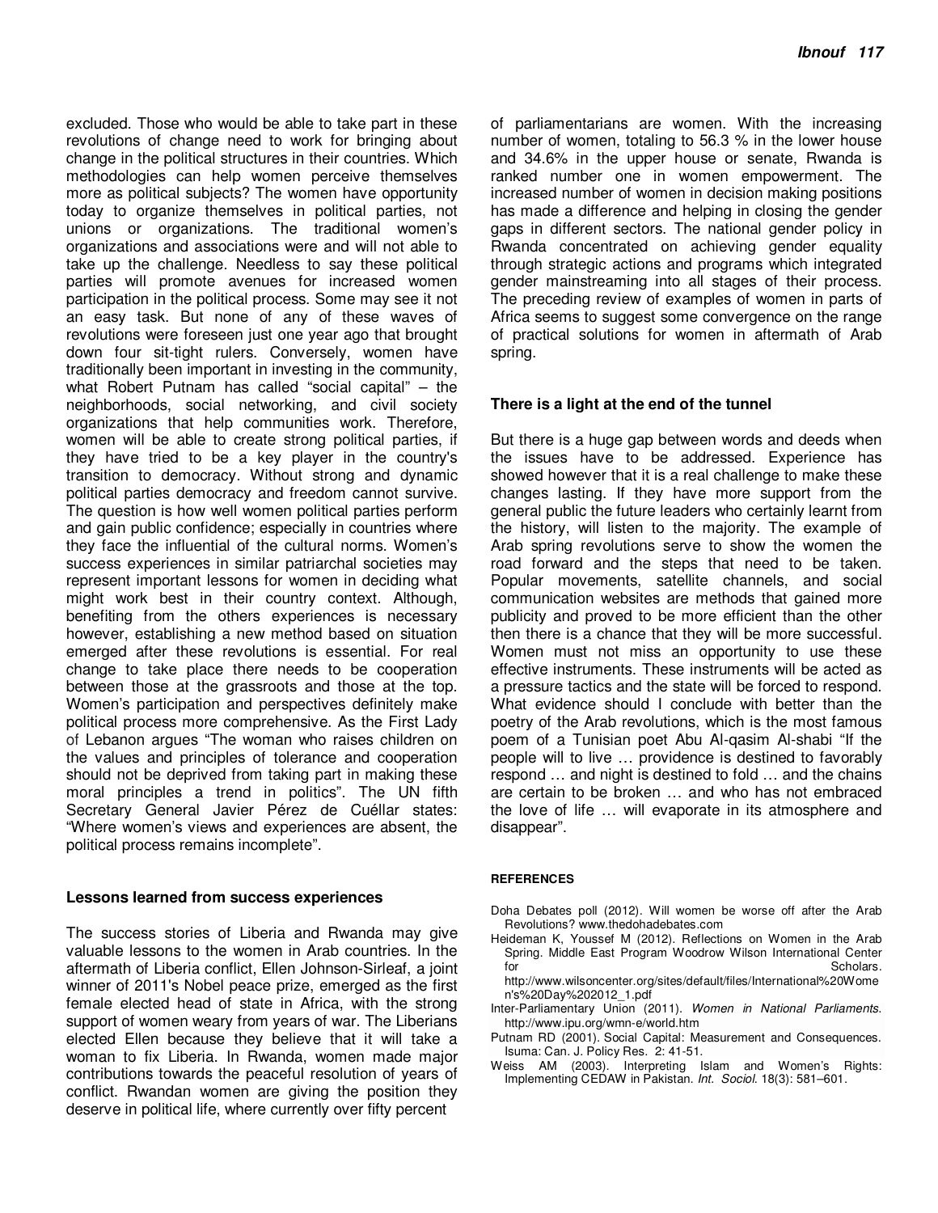excluded. Those who would be able to take part in these revolutions of change need to work for bringing about change in the political structures in their countries. Which methodologies can help women perceive themselves more as political subjects? The women have opportunity today to organize themselves in political parties, not unions or organizations. The traditional women's organizations and associations were and will not able to take up the challenge. Needless to say these political parties will promote avenues for increased women participation in the political process. Some may see it not an easy task. But none of any of these waves of revolutions were foreseen just one year ago that brought down four sit-tight rulers. Conversely, women have traditionally been important in investing in the community, what Robert Putnam has called "social capital" – the neighborhoods, social networking, and civil society organizations that help communities work. Therefore, women will be able to create strong political parties, if they have tried to be a key player in the country's transition to democracy. Without strong and dynamic political parties democracy and freedom cannot survive. The question is how well women political parties perform and gain public confidence; especially in countries where they face the influential of the cultural norms. Women's success experiences in similar patriarchal societies may represent important lessons for women in deciding what might work best in their country context. Although, benefiting from the others experiences is necessary however, establishing a new method based on situation emerged after these revolutions is essential. For real change to take place there needs to be cooperation between those at the grassroots and those at the top. Women's participation and perspectives definitely make political process more comprehensive. As the First Lady of Lebanon argues "The woman who raises children on the values and principles of tolerance and cooperation should not be deprived from taking part in making these moral principles a trend in politics". The UN fifth Secretary General Javier Pérez de Cuéllar states: "Where women's views and experiences are absent, the political process remains incomplete".

## Lessons learned from success experiences

The success stories of Liberia and Rwanda may give valuable lessons to the women in Arab countries. In the aftermath of Liberia conflict, Ellen Johnson-Sirleaf, a joint winner of 2011's Nobel peace prize, emerged as the first female elected head of state in Africa, with the strong support of women weary from years of war. The Liberians elected Ellen because they believe that it will take a woman to fix Liberia. In Rwanda, women made major contributions towards the peaceful resolution of years of conflict. Rwandan women are giving the position they deserve in political life, where currently over fifty percent of parliamentarians are women. With the increasing number of women, totaling to 56.3 % in the lower house and 34.6% in the upper house or senate, Rwanda is ranked number one in women empowerment. The increased number of women in decision making positions has made a difference and helping in closing the gender gaps in different sectors. The national gender policy in Rwanda concentrated on achieving gender equality through strategic actions and programs which integrated gender mainstreaming into all stages of their process. The preceding review of examples of women in parts of Africa seems to suggest some convergence on the range of practical solutions for women in aftermath of Arab spring.

## There is a light at the end of the tunnel

But there is a huge gap between words and deeds when the issues have to be addressed. Experience has showed however that it is a real challenge to make these changes lasting. If they have more support from the general public the future leaders who certainly learnt from the history, will listen to the majority. The example of Arab spring revolutions serve to show the women the road forward and the steps that need to be taken. Popular movements, satellite channels, and social communication websites are methods that gained more publicity and proved to be more efficient than the other then there is a chance that they will be more successful. Women must not miss an opportunity to use these effective instruments. These instruments will be acted as a pressure tactics and the state will be forced to respond. What evidence should I conclude with better than the poetry of the Arab revolutions, which is the most famous poem of a Tunisian poet Abu Al-qasim Al-shabi "If the people will to live … providence is destined to favorably respond … and night is destined to fold … and the chains are certain to be broken … and who has not embraced the love of life … will evaporate in its atmosphere and disappear".

## REFERENCES

Doha Debates poll (2012). Will women be worse off after the Arab Revolutions? www.thedohadebates.com

Heideman K, Youssef M (2012). Reflections on Women in the Arab Spring. Middle East Program Woodrow Wilson International Center for Scholars. http://www.wilsoncenter.org/sites/default/files/International%20Women's%20Day%202012_1.pdf

Inter-Parliamentary Union (2011). *Women in National Parliaments*. http://www.ipu.org/wmn-e/world.htm

Putnam RD (2001). Social Capital: Measurement and Consequences. Isuma: Can. J. Policy Res. 2: 41-51.

Weiss AM (2003). Interpreting Islam and Women's Rights: Implementing CEDAW in Pakistan. *Int. Sociol.* 18(3): 581–601.